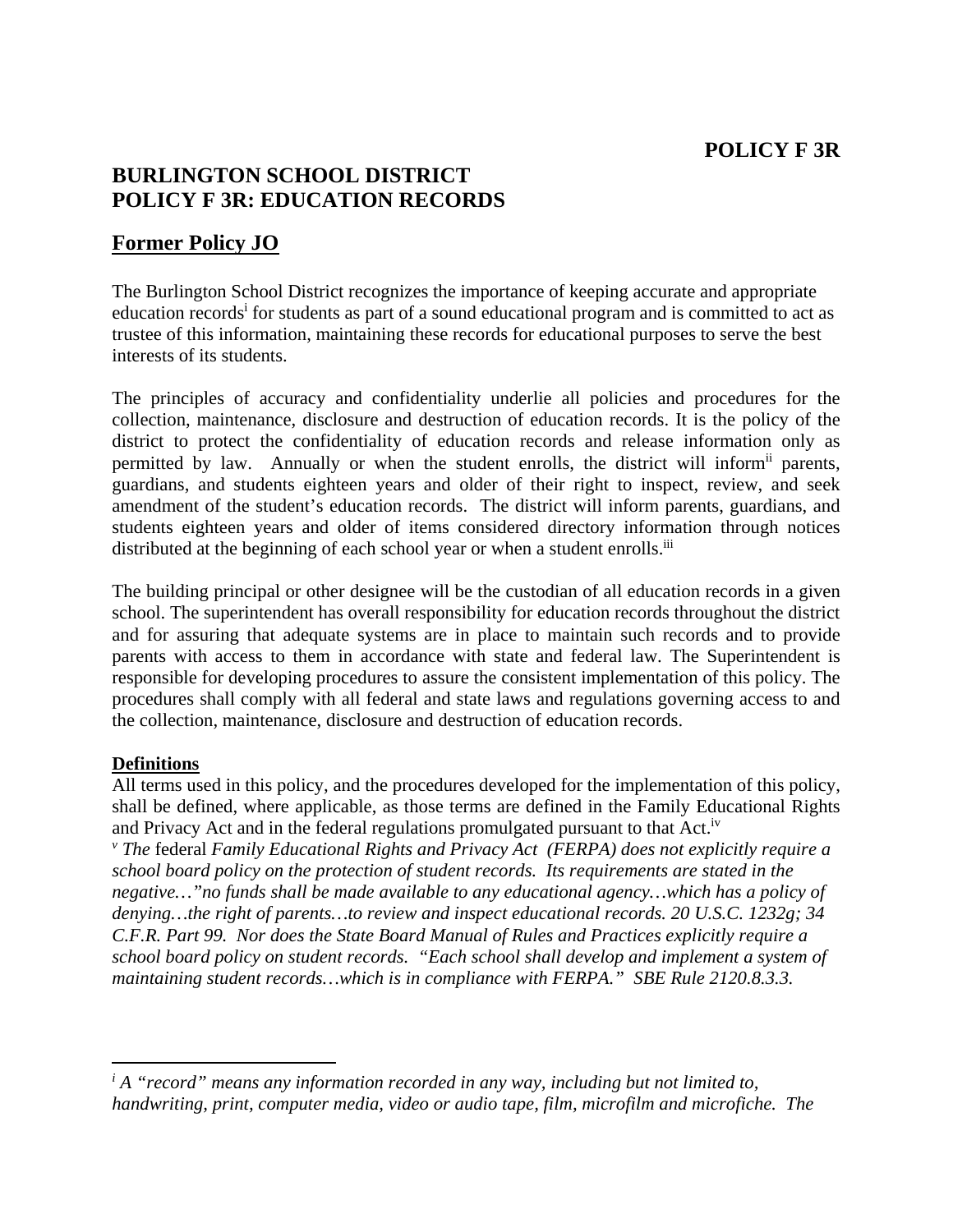# BURLINGTON SCHOOL DISTRICT
# POLICY F 3R: EDUCATION RECORDS

## Former Policy JO

The Burlington School District recognizes the importance of keeping accurate and appropriate education records[i] for students as part of a sound educational program and is committed to act as trustee of this information, maintaining these records for educational purposes to serve the best interests of its students.

The principles of accuracy and confidentiality underlie all policies and procedures for the collection, maintenance, disclosure and destruction of education records. It is the policy of the district to protect the confidentiality of education records and release information only as permitted by law. Annually or when the student enrolls, the district will inform[ii] parents, guardians, and students eighteen years and older of their right to inspect, review, and seek amendment of the student's education records. The district will inform parents, guardians, and students eighteen years and older of items considered directory information through notices distributed at the beginning of each school year or when a student enrolls.[iii]

The building principal or other designee will be the custodian of all education records in a given school. The superintendent has overall responsibility for education records throughout the district and for assuring that adequate systems are in place to maintain such records and to provide parents with access to them in accordance with state and federal law. The Superintendent is responsible for developing procedures to assure the consistent implementation of this policy. The procedures shall comply with all federal and state laws and regulations governing access to and the collection, maintenance, disclosure and destruction of education records.

**Definitions**

All terms used in this policy, and the procedures developed for the implementation of this policy, shall be defined, where applicable, as those terms are defined in the Family Educational Rights and Privacy Act and in the federal regulations promulgated pursuant to that Act.[iv]

[v] *The* federal *Family Educational Rights and Privacy Act (FERPA) does not explicitly require a school board policy on the protection of student records. Its requirements are stated in the negative…"no funds shall be made available to any educational agency…which has a policy of denying…the right of parents…to review and inspect educational records. 20 U.S.C. 1232g; 34 C.F.R. Part 99. Nor does the State Board Manual of Rules and Practices explicitly require a school board policy on student records. "Each school shall develop and implement a system of maintaining student records…which is in compliance with FERPA." SBE Rule 2120.8.3.3.*

---

[i] *A "record" means any information recorded in any way, including but not limited to, handwriting, print, computer media, video or audio tape, film, microfilm and microfiche. The*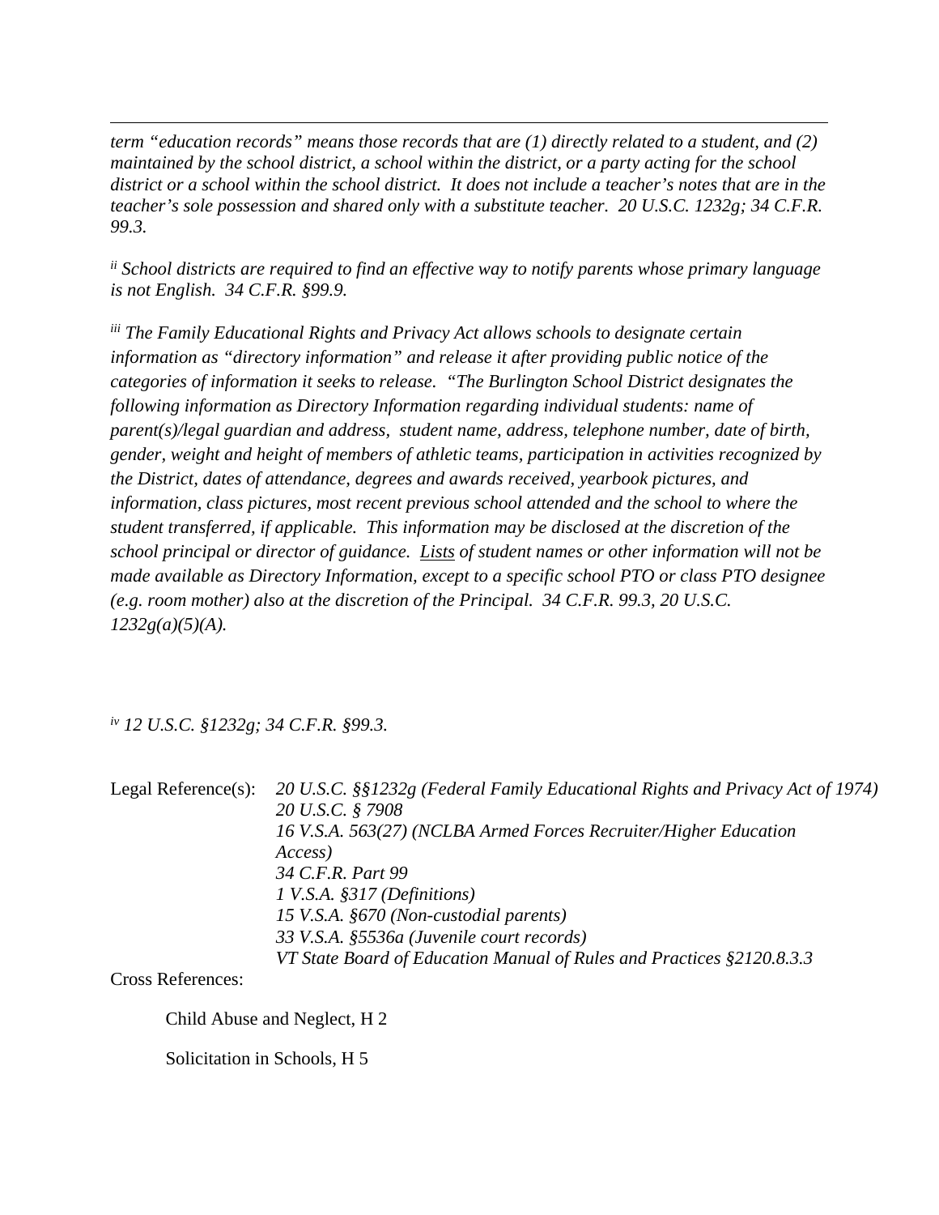*term "education records" means those records that are (1) directly related to a student, and (2) maintained by the school district, a school within the district, or a party acting for the school district or a school within the school district. It does not include a teacher's notes that are in the teacher's sole possession and shared only with a substitute teacher. 20 U.S.C. 1232g; 34 C.F.R. 99.3.*

[ii] *School districts are required to find an effective way to notify parents whose primary language is not English. 34 C.F.R. §99.9.*

[iii] *The Family Educational Rights and Privacy Act allows schools to designate certain information as "directory information" and release it after providing public notice of the categories of information it seeks to release. "The Burlington School District designates the following information as Directory Information regarding individual students: name of parent(s)/legal guardian and address, student name, address, telephone number, date of birth, gender, weight and height of members of athletic teams, participation in activities recognized by the District, dates of attendance, degrees and awards received, yearbook pictures, and information, class pictures, most recent previous school attended and the school to where the student transferred, if applicable. This information may be disclosed at the discretion of the school principal or director of guidance. Lists of student names or other information will not be made available as Directory Information, except to a specific school PTO or class PTO designee (e.g. room mother) also at the discretion of the Principal. 34 C.F.R. 99.3, 20 U.S.C. 1232g(a)(5)(A).*

[iv] *12 U.S.C. §1232g; 34 C.F.R. §99.3.*

Legal Reference(s):
*20 U.S.C. §§1232g (Federal Family Educational Rights and Privacy Act of 1974)*
*20 U.S.C. § 7908*
*16 V.S.A. 563(27) (NCLBA Armed Forces Recruiter/Higher Education Access)*
*34 C.F.R. Part 99*
*1 V.S.A. §317 (Definitions)*
*15 V.S.A. §670 (Non-custodial parents)*
*33 V.S.A. §5536a (Juvenile court records)*
*VT State Board of Education Manual of Rules and Practices §2120.8.3.3*

Cross References:

Child Abuse and Neglect, H 2

Solicitation in Schools, H 5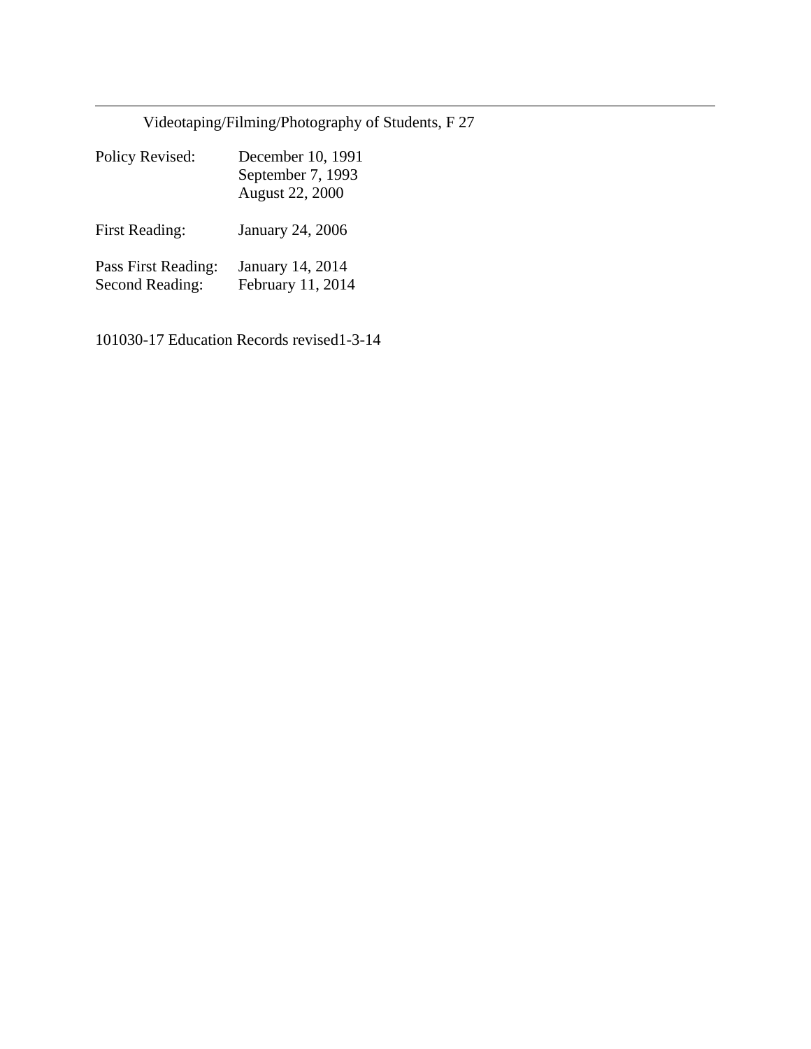---

Videotaping/Filming/Photography of Students, F 27

| | |
|---|---|
| Policy Revised: | December 10, 1991<br>September 7, 1993<br>August 22, 2000 |
| First Reading: | January 24, 2006 |
| Pass First Reading: | January 14, 2014 |
| Second Reading: | February 11, 2014 |

101030-17 Education Records revised1-3-14